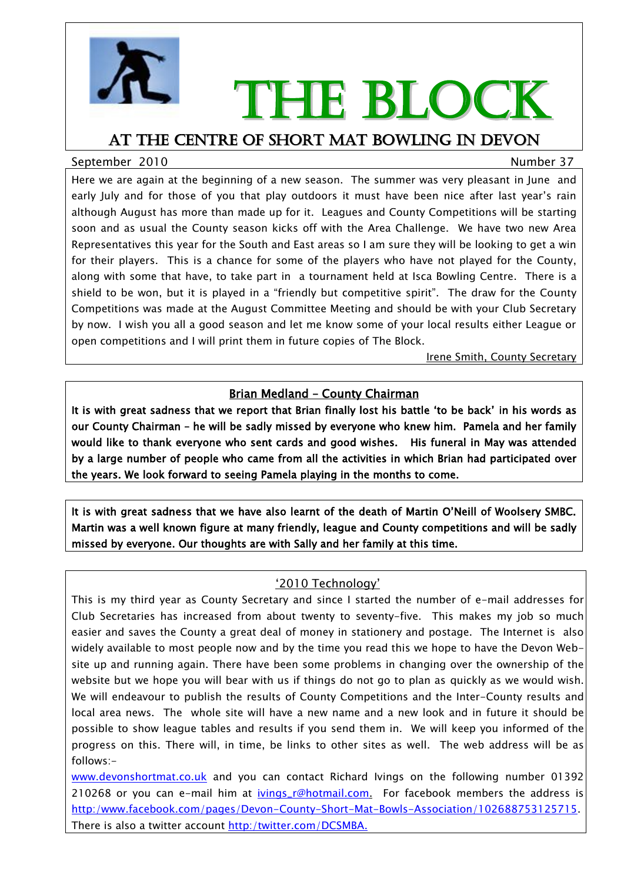# THE BLOCK

## AT THE CENTRE OF SHORT MAT BOWLING IN DEVON

September 2010 Number 37

Here we are again at the beginning of a new season. The summer was very pleasant in June and early July and for those of you that play outdoors it must have been nice after last year's rain although August has more than made up for it. Leagues and County Competitions will be starting soon and as usual the County season kicks off with the Area Challenge. We have two new Area Representatives this year for the South and East areas so I am sure they will be looking to get a win for their players. This is a chance for some of the players who have not played for the County, along with some that have, to take part in a tournament held at Isca Bowling Centre. There is a shield to be won, but it is played in a "friendly but competitive spirit". The draw for the County Competitions was made at the August Committee Meeting and should be with your Club Secretary by now. I wish you all a good season and let me know some of your local results either League or open competitions and I will print them in future copies of The Block.

Irene Smith, County Secretary

### Brian Medland – County Chairman

**It is with great sadness that we report that Brian finally lost his battle 'to be back' in his words as our County Chairman – he will be sadly missed by everyone who knew him. Pamela and her family would like to thank everyone who sent cards and good wishes. His funeral in May was attended by a large number of people who came from all the activities in which Brian had participated over the years. We look forward to seeing Pamela playing in the months to come.**

**It is with great sadness that we have also learnt of the death of Martin O'Neill of Woolsery SMBC. Martin was a well known figure at many friendly, league and County competitions and will be sadly missed by everyone. Our thoughts are with Sally and her family at this time.**

### '2010 Technology'

This is my third year as County Secretary and since I started the number of e-mail addresses for Club Secretaries has increased from about twenty to seventy-five. This makes my job so much easier and saves the County a great deal of money in stationery and postage. The Internet is also widely available to most people now and by the time you read this we hope to have the Devon Web-site up and running again. There have been some problems in changing over the ownership of the website but we hope you will bear with us if things do not go to plan as quickly as we would wish. We will endeavour to publish the results of County Competitions and the Inter-County results and local area news. The whole site will have a new name and a new look and in future it should be possible to show league tables and results if you send them in. We will keep you informed of the progress on this. There will, in time, be links to other sites as well. The web address will be as follows:-

www.devonshortmat.co.uk and you can contact Richard Ivings on the following number 01392 210268 or you can e-mail him at ivings_r@hotmail.com. For facebook members the address is http:/www.facebook.com/pages/Devon-County-Short-Mat-Bowls-Association/102688753125715. There is also a twitter account http:/twitter.com/DCSMBA.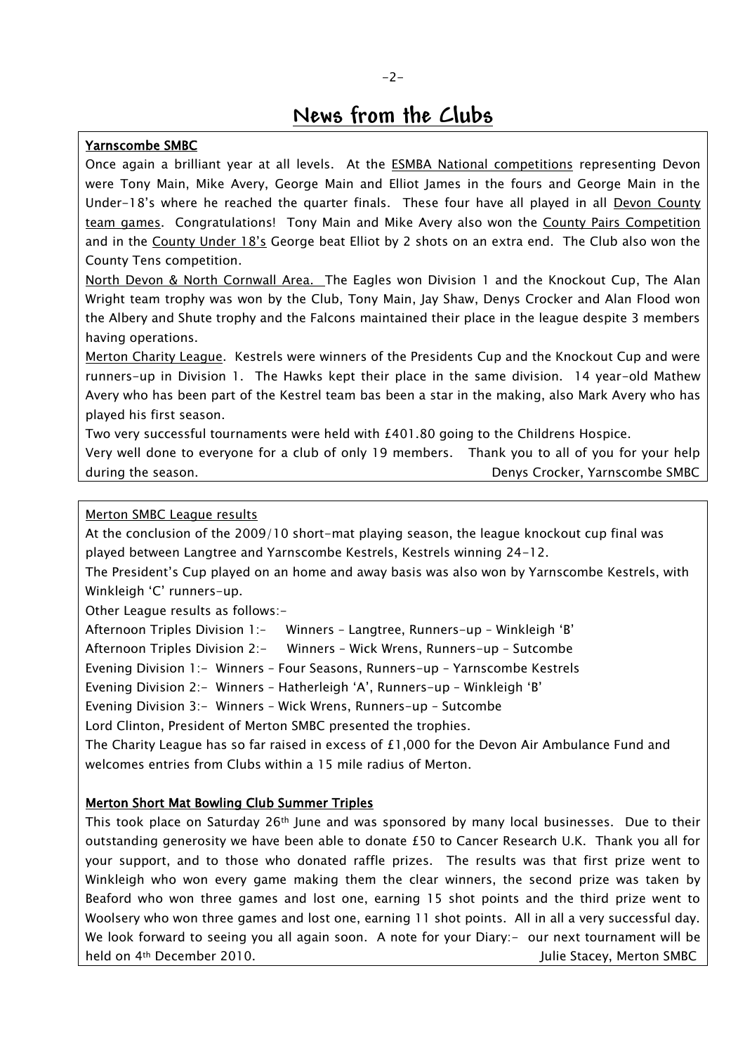# News from the Clubs

## Yarnscombe SMBC

Once again a brilliant year at all levels. At the ESMBA National competitions representing Devon were Tony Main, Mike Avery, George Main and Elliot James in the fours and George Main in the Under-18's where he reached the quarter finals. These four have all played in all Devon County team games. Congratulations! Tony Main and Mike Avery also won the County Pairs Competition and in the County Under 18's George beat Elliot by 2 shots on an extra end. The Club also won the County Tens competition.

North Devon & North Cornwall Area. The Eagles won Division 1 and the Knockout Cup, The Alan Wright team trophy was won by the Club, Tony Main, Jay Shaw, Denys Crocker and Alan Flood won the Albery and Shute trophy and the Falcons maintained their place in the league despite 3 members having operations.

Merton Charity League. Kestrels were winners of the Presidents Cup and the Knockout Cup and were runners-up in Division 1. The Hawks kept their place in the same division. 14 year-old Mathew Avery who has been part of the Kestrel team bas been a star in the making, also Mark Avery who has played his first season.

Two very successful tournaments were held with £401.80 going to the Childrens Hospice.

Very well done to everyone for a club of only 19 members. Thank you to all of you for your help during the season.

Denys Crocker, Yarnscombe SMBC

## Merton SMBC League results

At the conclusion of the 2009/10 short-mat playing season, the league knockout cup final was played between Langtree and Yarnscombe Kestrels, Kestrels winning 24-12.

The President's Cup played on an home and away basis was also won by Yarnscombe Kestrels, with Winkleigh 'C' runners-up.

Other League results as follows:-

Afternoon Triples Division 1:- Winners – Langtree, Runners-up – Winkleigh 'B'

Afternoon Triples Division 2:- Winners – Wick Wrens, Runners-up – Sutcombe

Evening Division 1:- Winners – Four Seasons, Runners-up – Yarnscombe Kestrels

Evening Division 2:- Winners – Hatherleigh 'A', Runners-up – Winkleigh 'B'

Evening Division 3:- Winners – Wick Wrens, Runners-up – Sutcombe

Lord Clinton, President of Merton SMBC presented the trophies.

The Charity League has so far raised in excess of £1,000 for the Devon Air Ambulance Fund and welcomes entries from Clubs within a 15 mile radius of Merton.

## Merton Short Mat Bowling Club Summer Triples

This took place on Saturday 26th June and was sponsored by many local businesses. Due to their outstanding generosity we have been able to donate £50 to Cancer Research U.K. Thank you all for your support, and to those who donated raffle prizes. The results was that first prize went to Winkleigh who won every game making them the clear winners, the second prize was taken by Beaford who won three games and lost one, earning 15 shot points and the third prize went to Woolsery who won three games and lost one, earning 11 shot points. All in all a very successful day. We look forward to seeing you all again soon. A note for your Diary:- our next tournament will be held on 4th December 2010.

Julie Stacey, Merton SMBC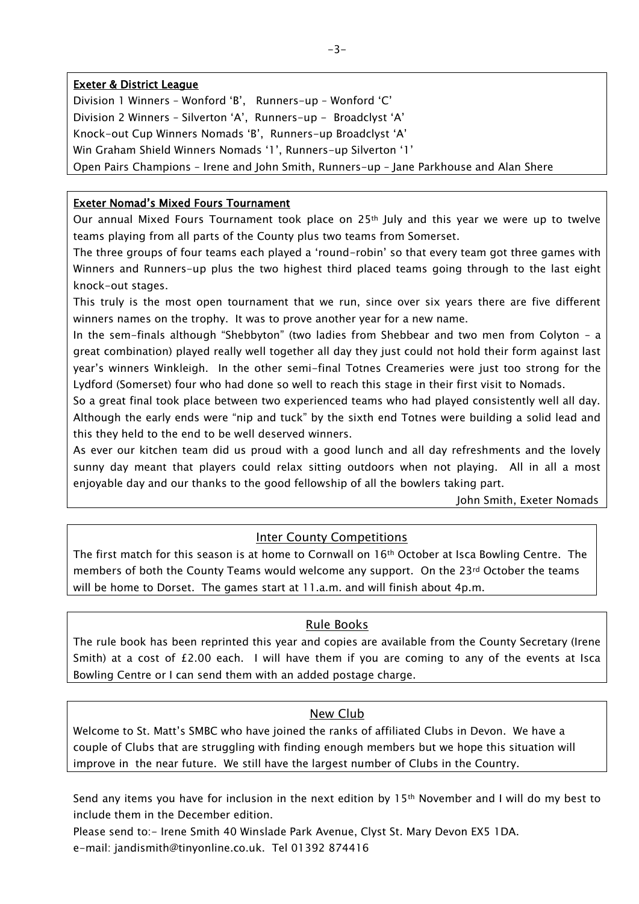**Exeter & District League**

Division 1 Winners – Wonford 'B', Runners-up – Wonford 'C'

Division 2 Winners – Silverton 'A', Runners-up - Broadclyst 'A'

Knock-out Cup Winners Nomads 'B', Runners-up Broadclyst 'A'

Win Graham Shield Winners Nomads '1', Runners-up Silverton '1'

Open Pairs Champions – Irene and John Smith, Runners-up – Jane Parkhouse and Alan Shere

**Exeter Nomad's Mixed Fours Tournament**

Our annual Mixed Fours Tournament took place on 25th July and this year we were up to twelve teams playing from all parts of the County plus two teams from Somerset.

The three groups of four teams each played a 'round-robin' so that every team got three games with Winners and Runners-up plus the two highest third placed teams going through to the last eight knock-out stages.

This truly is the most open tournament that we run, since over six years there are five different winners names on the trophy. It was to prove another year for a new name.

In the sem-finals although "Shebbyton" (two ladies from Shebbear and two men from Colyton – a great combination) played really well together all day they just could not hold their form against last year's winners Winkleigh. In the other semi-final Totnes Creameries were just too strong for the Lydford (Somerset) four who had done so well to reach this stage in their first visit to Nomads.

So a great final took place between two experienced teams who had played consistently well all day. Although the early ends were "nip and tuck" by the sixth end Totnes were building a solid lead and this they held to the end to be well deserved winners.

As ever our kitchen team did us proud with a good lunch and all day refreshments and the lovely sunny day meant that players could relax sitting outdoors when not playing. All in all a most enjoyable day and our thanks to the good fellowship of all the bowlers taking part.

John Smith, Exeter Nomads

## Inter County Competitions

The first match for this season is at home to Cornwall on 16th October at Isca Bowling Centre. The members of both the County Teams would welcome any support. On the 23rd October the teams will be home to Dorset. The games start at 11.a.m. and will finish about 4p.m.

## Rule Books

The rule book has been reprinted this year and copies are available from the County Secretary (Irene Smith) at a cost of £2.00 each. I will have them if you are coming to any of the events at Isca Bowling Centre or I can send them with an added postage charge.

## New Club

Welcome to St. Matt's SMBC who have joined the ranks of affiliated Clubs in Devon. We have a couple of Clubs that are struggling with finding enough members but we hope this situation will improve in the near future. We still have the largest number of Clubs in the Country.

Send any items you have for inclusion in the next edition by 15th November and I will do my best to include them in the December edition.

Please send to:- Irene Smith 40 Winslade Park Avenue, Clyst St. Mary Devon EX5 1DA.

e-mail: jandismith@tinyonline.co.uk. Tel 01392 874416